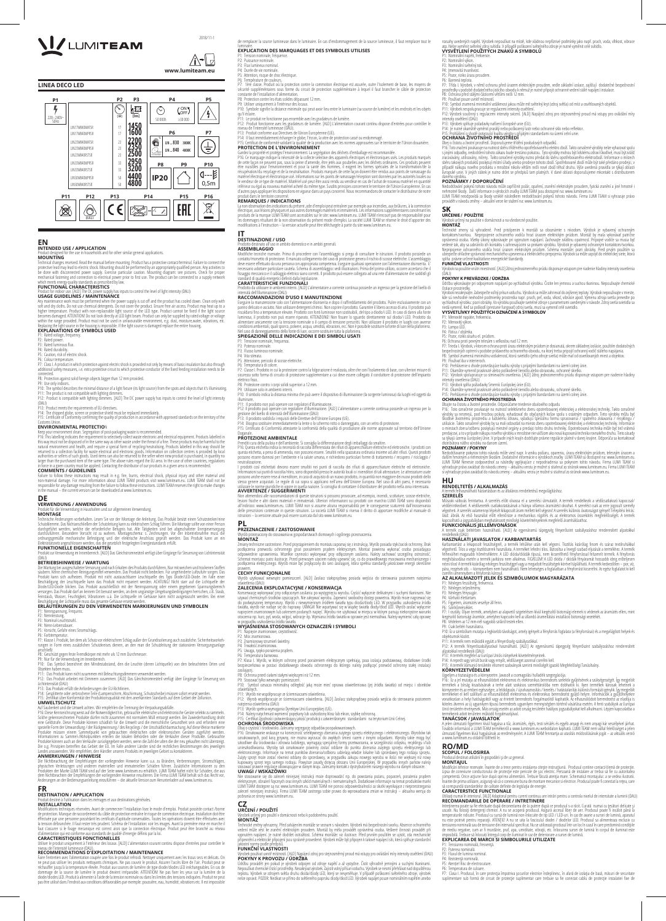# LUMITEAM

2018/11-1

www.lumiteam.eu

## LINEA DECO LED

| P1 | P2 (W) | P3 (lm) |
|---|---|---|
| 220–240V~ 50Hz LIN17W840MATSR | 17 | 1450 |
| LIN17W840MPRSR | 17 | 1600 |
| LIN23W840MATSR | 23 | 2200 |
| LIN23W840MPRSR | 23 | 2350 |
| LIN23W840STSR | 23 | 2500 |
| LIN38W840MATSR | 38 | 2950 |
| LIN38W840MPRSR | 38 | 3200 |
| LIN58W840MATSR | 58 | 4400 |
| LIN58W840MPRSR | 58 | 4800 |

P4: 50 000h; ON/OFF ≥ 20 000

P6: LN ...830 3000K; LN ...840 4000K

P8 — P9: IP20 — P10: 0,5m

P11 — P12: DALI — P13: CE — P14 — P15 — P16: EAC

## EN

**INTENDED USE / APPLICATION**

Product designed for the use in households and for other similar general applications.

**MOUNTING**

Technical changes reserved. Read the manual before mounting. Product has a protective contact/terminal. Failure to connect the protective lead may lead to electric shock. Mounting should be performed by an appropriately qualified person. Any activities to be done with disconnected power supply. Exercise particular caution. Mounting diagram: see pictures. Check for proper mechanical fastening and connection to electrical power prior to first use. The product can be connected to a supply network which meets energy quality standards as prescribed by law.

**FUNCTIONAL CHARACTERISTICS**

Product for indoor use. [ALD] The DC power supply has inputs to control the level of light intensity (DALI).

**USAGE GUIDELINES / MAINTENANCE**

Any maintenance work must be performed when the power supply is cut off and the product has cooled down. Clean only with soft and dry cloths. Do not use chemical detergents. Do not cover the product. Ensure free air access. Product may heat up to a higher temperature. Product with non-replaceable light source of the LED type. Product cannot be fixed if the light source becomes damaged. ATTENTION! Do not look directly at LED light beam. Product can only be supplied by rated voltage or voltage within the range provided. Product must not be used in unfavourable environment, e.g. dust, moisture, water, vibrations, etc. Replacing the light source in the housing is impossible. If the light source is damaged replace the entire housing.

**EXPLANATIONS OF SYMBOLS USED**

P1: Rated voltage, frequency.
P2: Rated power.
P3: Rated luminous flux.
P4: Rated durability.
P5: Caution, risk of electric shock.
P6: Colour temperature.
P7: Class I. A product in which protection against electric shock is provided not only by means of basic insulation but also through additional safety measures, i.e. extra protective circuit to which the protective conductor of the fixed feeding installation needs to be connected.
P8: Protection against solid foreign objects bigger than 12 mm provided.
P9: Use only indoors.
P10: The symbol describes the minimal distance of a light fixture (its light source) from the spots and objects that it's illuminating.
P11: The product is not compatible with lighting dimmers.
P12: Product is compatible with lighting dimmers. [ALD] The DC power supply has inputs to control the level of light intensity (DALI).
P13: Product meets the requirements of EU directives.
P14: The chipped glass, screen or protective shield must be replaced immediately.
P15: Certificate of Conformity confirming the quality of production in accordance with approved standards on the territory of the Customs Union.

**ENVIRONMENTAL PROTECTION**

Keep your environment clean. Segregation of post-packaging waste is recommended.

P16: This labelling indicates the requirement to selectively collect waste electronic and electrical equipment. Products labelled in this way must not be disposed of in the same way as other waste under the threat of a fine. These products may be harmful to the natural environment and health, and require a special form of recycling/neutralising. Products labelled in this way should be returned to a collection facility for waste electrical and electronic goods. Information on collection centres is provided by local authorities or sellers of such goods. Used items can also be returned to the seller when new product is purchased, in quantity no larger than the purchased item of the same type. The above rules regard the EU area. In the case of other countries, regulations in force in a given country must be applied. Contacting the distributor of our products in a given area is recommended.

**COMMENTS / GUIDELINES**

Failure to follow these instructions may result in e.g. fires, burns, electrical shock, physical injury and other material and non-material damage. For more information about LUMI TEAM products visit www.lumiteam.eu. LUMI TEAM is not responsible for any damage resulting from the failure to follow these instructions. LUMI TEAM reserves the right to make changes in the manual – the current version can be downloaded at www.lumiteam.eu.

## DE

**VERWENDUNG / ANWENDUNG**

Produkt für die Verwendung in Haushalten und zur allgemeinen Verwendung.

**MONTAGE**

Technische Änderungen vorbehalten. Lesen Sie vor der Montage die Anleitung. Das Produkt besitzt einen Schutzstecker/eine Schutzklemme. Das Nichtanschließen der Schutzleitung kann zu elektrischem Schlag führen. Die Montage sollte von einer Person durchgeführt werden, welche die erforderliche Befugnis hat. Alle Tätigkeiten sind bei abgeschalteter Energieversorgung durchzuführen. Besondere Vorsicht ist zu wahren. Montageschema: s. Zeichnungen. Vor der Inbetriebnahme muss die ordnungsgemäße mechanische Befestigung und der elektrische Anschluss geprüft werden. Das Produkt kann an ein Elektronetz angeschlossen werden, das die gesetzlich festgelegten Energiestandards erfüllt.

**FUNKTIONELLE EIGENSCHAFTEN**

Produkt zur Verwendung in Innenbereich. [ALD] Das Gleichstromnetzteil verfügt über Eingänge für Steuerung von Lichtintensität (DALI).

**BETRIEBSHINWEISE / WARTUNG**

Die Wartung bei ausgeschalteter Versorgung und nach Erkalten des Produkts durchführen. Nur mit weichen und trockenen Tüchern säubern. Keine chemischen Reinigungsmittel verwenden. Das Produkt nicht bedecken. Für ungehinderte Luftzufuhr sorgen. Das Produkt kann sich aufheizen. Produkt mit nicht austauschbarer Leuchtquelle des Typs Diode/LED-Diode. Im Falle einer Beschädigung der Leuchtquelle kann das Produkt nicht repariert werden. ACHTUNG! Nicht starr auf die Lichtquelle der Diode/LED-Diode blicken. Das Produkt ausschließlich mit der Nennspannung oder einem zugelassenen Spannungsbereich versorgen. Das Produkt darf an keinem Ort benutzt werden, an dem ungünstige Umgebungsbedingungen herrschen, z.B. Staub, Feuchtigkeit, Vibrationen u.ä. Die Lichtquelle im Gehäuse kann nicht ausgetauscht werden. Bei einer Beschädigung der Lichtquelle muss das gesamte Gehäuse ersetzt werden.

**ERLÄUTERUNGEN ZU DEN VERWENDETEN MARKIERUNGEN UND SYMBOLEN**

P1: Nennspannung, Frequenz.
P2: Nennleistung.
P3: Nominal-Leuchtkraft.
P4: Nenn-Lebensdauer.
P5: Vorsicht, Gefahr eines Stromschlags.
P6: Farbtemperatur.
P7: Klasse I. Produkt, bei dem als Schutz vor elektrischem Schlag außer der Grundisolierung auch zusätzliche Sicherheitsvorkehrungen in Form eines zusätzlichen Schutzkreises dienen, an den man die Schutzleitung der stationären Versorgungsanlage anschließt.
P8: Geschützt gegen feste Fremdkörper mit mehr als 12 mm Durchmesser.
P9: Nur für die Verwendung im Innenbereich.
P10: Das Symbol bezeichnet den Mindestabstand, den die Leuchte (deren Lichtquelle) von den beleuchteten Orten und Objekten haben muss.
P11: Das Produkt kann nicht zusammen mit Beleuchtungsdimmern verwendet werden.
P12: Das Produkt arbeitet mit Dimmern zusammen. [ALD] Das Gleichstromnetzteil verfügt über Eingänge für Steuerung von Lichtintensität (DALI).
P13: Das Produkt erfüllt die Anforderungen der EU-Richtlinien.
P14: Gesplitterte oder zerbrochene Teile (Lampenschirm, Abschirmung, Schutzscheibe) müssen sofort ersetzt werden.
P15: Zertifikat über Konformität der Produktionsqualität mit den anerkannten Standards auf dem Gebiet der Zollunion.

**UMWELTSCHUTZ**

Auf Sauberkeit und die Umwelt achten. Wir empfehlen die Trennung der Verpackungsabfälle.

P16: Diese Kennzeichnung weist auf die Notwendigkeit hin, gebrauchte elektrische und elektronische Geräte selektiv zu sammeln. Solche gekennzeichneten Produkte dürfen nicht zusammen mit normalem Müll entsorgt werden. Bei Zuwiderhandlung droht eine Geldstrafe. Diese Produkte können schädlich für die Umwelt und die menschliche Gesundheit sein und erfordern eine spezielle Form der Verwertung / der Entsorgung / des Recyclings / der Unschädlichmachung. Auf diese Weise markierte Produkte müssen einem Sammelpunkt von gebrauchten elektrischen oder elektronischen Geräten zugeführt werden. Informationen zu Sammel-/Wertstoffhöfen erteilen die lokalen Behörden oder die Verkäufer dieser Produkte. Gebrauchte Produkte können auch an den Verkäufer zurückgegeben werden, wenn die Anzahl an ein neues Produkt gekauft wird, die Anzahl der zurückgegebenen Produkte übersteigt nicht die Anzahl der gekauften Geräte dieser Art. Die o.g. Prinzipien betreffen das Gebiet der EU. Im Fall anderer Länder sind die rechtlichen Bestimmungen des jeweiligen Landes anzuwenden. Wir empfehlen, den Händler unserer Produkte im jeweiligen Gebiet zu kontaktieren.

**ANMERKUNGEN / HINWEISE**

Die Nichtbeachtung der Empfehlungen der vorliegenden Hinweise kann u.a. zu Bränden, Verbrennungen, Stromschlägen, physischen Verletzungen und anderen materiellen und immateriellen Schäden führen. Zusätzliche Informationen zu den Produkten der Marke LUMI TEAM sind auf der Seite www.lumiteam.eu erhältlich. LUMI TEAM haftet nicht für Schäden, die aus dem Nichtbeachten der Empfehlungen der vorliegenden Hinweise resultieren. Die Firma LUMI TEAM behält sich das Recht vor, Änderungen an der Bedienungsanleitung einzuführen – die aktuelle Version zum Herunterladen auf www.lumiteam.eu.

## FR

**DESTINATION / APPLICATION**

Produit destiné à l'utilisation dans les ménages et aux destinations générales.

**INSTALLATION**

Modifications techniques réservées. Avant de commencer l'installation lisez le mode d'emploi. Produit possède contact /borne de protection. Manque de raccordement du câble de protection entraîne le risque de commotion électrique. Installation doit être effectuée par une personne possédant les certificats d'aptitude convenables. Toutes les opérations doivent être effectuées avec la tension débranchée. Il faut rester très prudent. Schéma de l'installation voir les images. Avant la première mise en marche il faut s'assurer si la fixage mécanique est correct ainsi que la connection électrique. Produit peut être branché au réseau d'alimentation qui est conforme aux standards de qualité d'énergie définis par la loi.

**CARACTERISTIQUES FONCTIONNELLES**

Utiliser le produit uniquement à l'intérieur des locaux. [ALD] L'alimentation courant continu dispose d'entrées pour contrôler le niveau de l'intensité lumineuse (DALI).

**RECOMMANDATIONS D'EXPLOITATION / MAINTENANCE**

Faire l'entretien avec l'alimentation coupée une fois le produit refroidi. Nettoyer uniquement avec les tissus secs et délicats. On ne peut pas utiliser les produits nettoyants chimiques. Ne pas couvrir le produit. Assurer l'accès libre de l'air. Produit peut se réchauffer jusqu'à la température élevée. Produit aux sources de lumière de type diode/diodes LED irremplaçables. En cas de dommage de la source de lumière le produit devient irréparable. ATTENTION! Ne pas fixer les yeux sur la lumière de la diode/diodes LED. Produit à alimenter à l'aide de la tension nominale ou dans les limites des tensions indiquées. Produit ne peut pas être utilisé dans l'endroit aux conditions défavorables par exemple: poussière, eau, humidité, vibrations etc. Il est impossible de remplacer la source lumineuse dans le luminaire. En cas d'endommagement de la source lumineuse, il faut remplacer tout le luminaire.

**EXPLICATION DES MARQUAGES ET DES SYMBOLES UTILISES**

P1: Tension nominale, fréquence.
P2: Puissance nominale.
P3: Flux lumineux nominal.
P4: Durée de vie nominale.
P5: Attention, risque de choc électrique.
P6: Température de couleurs.
P7: Tête classe. Produit où la protection contre la commotion électrique est assurée, outre l'isolement de base, les moyens de sécurité supplémentaires sous forme du circuit de protection supplémentaire à lequel il faut brancher le câble de protection constant de l'installation d'alimentation.
P8: Protection contre les états solides dépassant 12 mm.
P9: Utiliser uniquement à l'intérieur des locaux.
P10: Symbole signifie la distance minimale qui peut avoir lieu entre le luminaire (sa source de lumière) et les endroits et les objets qu'il éclaire.
P11: Le produit ne fonctionne pas ensemble avec les graduateurs de lumière.
P12: Produit fonctionne avec les graduateurs de lumière. [ALD] L'alimentation courant continu dispose d'entrées pour contrôler le niveau de l'intensité lumineuse (DALI).
P13: Produit conforme aux Directives de l'Union Européenne (UE).
P14: Il faut immédiatement échanger le globe, l'écran, la vitre de protection cassé ou endommagé.
P15: Certificat de conformité validant la qualité de la production avec les normes approuvées sur le territoire de l'Union douanière.

**PROTECTION DE L'ENVIRONNEMENT**

Gardez la propreté et protégez l'environnement. La ségrégation des déchets d'emballage est recommandée.

P16: Ce marquage indique la nécessité de la collecte sélective des appareils électriques et électroniques usés. Les produits marqués de cette façon ne peuvent pas, sous la peine d'amende, être jetés aux poubelles avec les déchets ordinaires. Ces produits peuvent être nuisibles pour l'environnement et pour la santé des hommes, il exigent les formes spéciales de la transformation/de la récupération/du recyclage et de la neutralisation. Produits marqués de cette façon doivent être remis aux points de ramassage du matériel électrique et électronique usé. Informations sur les points de ramassage/réception sont données par les autorités locales ou le vendeur de ce type de matériel. Matériel usé peut être aussi rendu au vendeur en cas de l'achat de nouveau matériel en quantité inférieure ou égal au nouveau matériel acheté du même type. Suadits principes concernent le territoire de l'Union Européenne. En cas d'autres pays appliquer les dispositions en vigueur dans un pays concerné. Nous recommandons de contacter le distributeur de notre produit dans le territoire concerné.

**REMARQUES / INDICATIONS**

La non observation des indications du présent code d'emploi peut entraîner par exemple aux incendies, aux brûlures, à la commotion électrique, aux lésions physiques et aux autres dommages matériels et immatériels. Les informations supplémentaires concernant les produits de la marque LUMI TEAM sont accessibles sur le site: www.lumiteam.eu. LUMI TEAM n'encourt pas de responsabilité pour les dommages résultant de la non observation du présent mode d'emploi. La société LUMI TEAM se réserve le droit d'apporter des modifications à l'instruction – la version actuelle peut être téléchargée à partir du site www.lumiteam.eu.

## IT

**DESTINAZIONE / USO**

Prodotto destinato all'uso in ambito domestico e in ambiti generali.

**ASSEMBLAGGIO**

Modifiche tecniche riservate. Prima di procedere con l'assemblaggio si prega di consultare le istruzioni. Il prodotto possiede un contatto/morsetto di protezione. Il mancato collegamento del cavo di protezione genera il rischio di scosse elettriche. L'assemblaggio deve essere effettuato da una persona con appropriata competenza. Eseguire qualsiasi operazione con l'alimentazione disinserita. È necessario adottare particolare cautela. Schema di assemblaggio: vedi illustrazioni. Prima del primo utilizzo, occorre accertarsi che il fissaggio meccanico e il cablaggio elettrico siano corretti. Il prodotto può essere collegato ad una rete di alimentazione che soddisfi gli standard di qualità energetici definiti dalla legislazione.

**CARATTERISTICHE FUNZIONALI**

Prodotto da utilizzare in ambienti interni. [ALD] L'alimentatore a corrente continua possiede un ingresso per la gestione del livello di intensità dell'illuminazione (DALI).

**RACCOMANDAZIONI D'USO E MANUTENZIONE**

Eseguire la manutenzione solo con l'alimentazione disinserita e dopo il raffreddamento del prodotto. Pulire esclusivamente con un panno delicato e asciutto. Non utilizzare detergenti chimici. Non coprire il prodotto. Garantire il libero accesso di aria. Il prodotto può riscaldarsi fino a temperature elevate. Prodotto con fonti luminose non sostituibili, del tipo a diodo/i LED. In caso di danni alla fonte luminosa, il prodotto non può essere riparato. ATTENZIONE! Non fissare lo sguardo direttamente sul diodo/i LED. Prodotto da alimentare unicamente con la tensione nominale o il campo di tensione prescritti. Non utilizzare il prodotto in luoghi con avverse condizioni ambientali, quali sporco, polvere, acqua, umidità, vibrazioni ecc. Non è possibile sostituire la fonte di luce nella plafoniera. Nel caso di danneggiamento della fonte di luce, occorre sostituire tutta la plafoniera.

**SPIEGAZIONE DELLE INDICAZIONI E DEI SIMBOLI USATI**

P1: Tensione nominale, frequenza.
P2: Potenza nominale.
P3: Flusso luminoso nominale.
P4: Vita stimata.
P5: Attenzione, pericolo di scosse elettriche.
P6: Temperatura di colore.
P7: Classe I. Prodotto in cui la protezione contro la folgorazione è realizzata, oltre che con l'isolamento di base, con ulteriori misure di sicurezza sotto forma di circuito di protezione supplementare a cui deve essere collegato il conduttore di protezione dell'impianto elettrico fisso.
P8: Protezione contro i corpi solidi superiori a 12 mm.
P9: Utilizzare solo in ambienti interni.
P10: Il simbolo indica la distanza minima che può avere il dispositivo di illuminazione (la sorgente luminosa) dai luoghi ed oggetti da illuminare.
P11: Il prodotto non può operare con regolatori d'illuminazione.
P12: Il prodotto può operare con regolatori d'illuminazione. [ALD] L'alimentatore a corrente continua possiede un ingresso per la gestione del livello di intensità dell'illuminazione (DALI).
P13: Il prodotto soddisfa i requisiti delle Direttive dell'Unione Europea (UE).
P14: Bisogna sostituire immediatamente la lente o lo schermo rotto o danneggiato, con un vetro di protezione.
P15: Certificato di Conformità attestante la conformità della qualità di produzione alle norme approvate sul territorio dell'Unione Doganale.

**PROTEZIONE AMBIENTALE**

Prenditi cura della pulizia e dell'ambiente. Si consiglia la differenziazione degli imballaggi da smaltire.

P16: Questa etichetta indica la necessità di raccolta differenziata dei rifiuti di apparecchiature elettriche ed elettroniche. I prodotti con questa etichetta, a pena di ammenda, non possono essere. Smaltiti nella spazzatura ordinaria insieme ad altri rifiuti. Questi prodotti possono essere dannosi per l'ambiente e la salute umana, e richiedono particolari forme di trattamento / recupero / riciclaggio / neutralizzazione.

I prodotti così etichettati devono essere smaltiti nei punti di raccolta dei rifiuti di apparecchiature elettriche ed elettroniche. Informazioni sui punti di raccolta/ritiro, sono disponibili presso le autorità locali o i rivenditori di tali attrezzature. Le attrezzature usate possono anche essere reso al rivenditore, in caso di acquisto di un nuovo prodotto, in quantità non maggiore dei nuovi prodotti dello stesso genere acquistati. Le regole di cui sopra si applicano nell'area dell'Unione Europea. Nel caso di altri paesi, è necessario utilizzare le norme giuridiche in vigore in quello nazione. Si consiglia di contattare il distributore dei nostri prodotti nella zona interessata.

**AVVERTENZE / SUGGERIMENTI**

Non attenendosi alle raccomandazioni di queste istruzioni si possono provocare, ad esempio, incendi, scottature, scosse elettriche, lesioni fisiche e altri danni materiali e immateriali. Ulteriori informazioni sui prodotti con marchio LUMI TEAM sono disponibili all'indirizzo: www.lumiteam.eu. LUMI TEAM non si assume alcuna responsabilità per le conseguenze scaturenti dall'inosservanza delle prescrizioni contenute in queste istruzioni. La società LUMI TEAM si riserva il diritto di apportare modifiche al manuale di istruzioni – la versione attuale può essere scaricata dal sito www.lumiteam.eu.

## PL

**PRZEZNACZENIE / ZASTOSOWANIE**

Wyrób przeznaczony do stosowania w gospodarstwach domowych i ogólnego przeznaczenia.

**MONTAŻ**

Zmiany techniczne zastrzeżone. Przed przystąpieniem do montażu zapoznaj się z instrukcją. Wyrób posiada styk/zacisk ochronny. Brak podłączenia przewodu ochronnego grozi porażeniem prądem elektrycznym. Montaż powinna wykonać osoba posiadająca odpowiednie uprawnienia. Wszelkie czynności wykonywać przy odłączonym zasilaniu. Należy zachować szczególną ostrożność. Schemat montażu: patrz ilustracje. Przed pierwszym użyciem należy upewnić się, co do prawidłowego mocowania mechanicznego i podłączenia elektrycznego. Wyrób może być przyłączony do sieci zasilającej, która spełnia standardy jakości energii określone prawem.

**CECHY FUNKCJONALNE**

Wyrób użytkować wewnątrz pomieszczeń. [ALD] Zasilacz stałoprądowy posiada wejścia do sterowania poziomem natężenia oświetlenia (DALI).

**ZALECENIA EKSPLOATACYJNE / KONSERWACJA**

Konserwację wykonywać przy odłączonym zasilaniu i po wystygnięciu wyrobu. Czyścić wyłącznie delikatnymi i suchymi tkaninami. Nie używać chemicznych środków czyszczących. Nie zakrywać wyrobu. Zapewnić swobodny dostęp powietrza. Wyrób może nagrzewać się do podwyższonej temperatury. Wyrób z niewymiennymi źródłami światła typu dioda/diody LED. W przypadku uszkodzenia źródła światła, wyrób nie nadaje się do naprawy. UWAGA! Nie wpatrywać się w wiązkę światła diody/diod LED. Wyrób zasilać wyłącznie napięciem znamionowym lub zakresem podanych napięć. Wyrób nie może być używany w miejscu w którym panują niekorzystne warunki otoczenia np. kurz, pył, woda, wilgoć, wibracje itp. Wymiana źródła światła w oprawie jest niemożliwa. Należy wymienić całą oprawę w przypadku uszkodzenia źródła światła.

**WYJAŚNIENIA STOSOWANYCH OZNACZEŃ I SYMBOLI**

P1: Napięcie znamionowe, częstotliwość.
P2: Moc znamionowa.
P3: Znamionowy strumień świetlny.
P4: Trwałość znamionowa.
P5: Uwaga, ryzyko porażenia prądem.
P6: Temperatura barwowa.
P7: Klasa I. Wyrób, w którym ochronę przed porażeniem elektrycznym zapewnia, poza izolacją podstawową, dodatkowe środki bezpieczeństwa w postaci dodatkowego obwodu ochronnego do którego należy przyłączyć przewód ochronny stałej instalacji zasilającej.
P8: Ochrona przed ciałami stałymi większymi niż 12 mm.
P9: Stosować tylko wewnątrz pomieszczeń.
P10: Symbol oznacza minimalną odległość jaką może mieć oprawa oświetleniowa (jej źródło światła) od miejsc i obiektów oświetlanych.
P11: Wyrób nie współpracuje ze ściemniaczami oświetlenia.
P12: Wyrób współpracuje ze ściemniaczami oświetlenia. [ALD] Zasilacz stałoprądowy posiada wejścia do sterowania poziomem natężenia oświetlenia (DALI).
P13: Wyrób spełnia wymagania Dyrektyw Unii Europejskiej (UE).
P14: Należy natychmiast wymienić popękany klosz, osłonę lub ekran, szybkę ochronną.
P15: Certyfikat zgodności potwierdzający jakość produkcji z zatwierdzonymi standardami na terytorium Unii Celnej.

**OCHRONA ŚRODOWISKA**

Dbaj o czystość i środowisko. Zalecamy segregację odpadów poopakowaniowych.

P16: Oznakowanie wskazuje na konieczność selektywnego zbierania zużytego sprzętu elektrycznego i elektronicznego. Wyrobów tak oznakowanych, pod karą grzywny, nie można wyrzucać do zwykłych śmieci razem z innymi odpadami. Wyroby takie mogą być szkodliwe dla środowiska i zdrowia ludzkiego, wymagają specjalnej formy przetwarzania, w szczególności odzysku, recyklingu i/lub unieszkodliwiania. Wyroby tak oznakowane powinny zostać oddane do punktu zbierania zużytego sprzętu elektrycznego lub elektronicznego. Informacje na temat punktów zbierania/odbioru udzielają władze lokalne lub sprzedawcy tego rodzaju sprzętu. Zużyty sprzęt może zostać również oddany do sprzedawcy, w przypadku zakupu nowego wyrobu w ilości nie większej niż nowy kupowany sprzęt tego samego rodzaju. Powyższe zasady dotyczą obszaru Unii Europejskiej. W przypadku innych państw należy stosować przepisy tego państwa. Zalecamy kontakt z dystrybutorem naszego wyrobu na danym obszarze.

**UWAGI / WSKAZÓWKI**

Nie stosowanie się do zaleceń niniejszej instrukcji może doprowadzić np. do powstania pożaru, poparzeń, porażenia prądem elektrycznym, obrażeń fizycznych oraz innych szkód materialnych i niematerialnych. Dodatkowe informacje na temat produktów marki LUMI TEAM dostępne są na: www.lumiteam.eu. LUMI TEAM nie ponosi odpowiedzialności za skutki wynikające z nieprzestrzegania zaleceń niniejszej instrukcji. Firma LUMI TEAM zastrzega sobie prawo do wprowadzania zmian w instrukcji – aktualna wersja do pobrania ze strony www.lumiteam.eu.

## CZ

**URČENÍ / POUŽITÍ**

Výrobek určený pro použití v domácnosti nebo k podobnému použití.

**MONTÁŽ**

Technické změny vyhrazeny. Před zahájením montáže se seznam s návodem. Výrobek má bezpečnostní svorku. Absence ochranného vodiče může vést ke vzniku elektrického proudem. Montáž by měla provádět oprávněná osoba. Veškeré činnosti provádět při vypnutém napájení. Je nutné dodržet ostražitost. Schéma montáže: viz ilustrace. Před prvním použitím se ujistěte, zda mechanické připevnění a elektrické připojení jsou správně provedené. Výrobek může být připojen k elektrické síti, která splňuje standardy jakosti energie určené zákonem.

**FUNKČNÍ VLASTNOSTI**

Výrobek používat uvnitř místností. [ALD] Napájecí zdroj pro stejnosměrný proud má vstupy pro ovládání míry intenzity osvětlení (DALI).

**POKYNY K PROVOZU / ÚDRŽBA**

Údržbu provádět pro odpojeném napájení a po vychladnutí výrobku. Čistěte jen měkkými a suchými tkaninami. Nepoužívejte chemické čisticí prostředky. Nezakrývejte výrobek. Zajistěte volný přívod vzduchu. Výrobek se nesmí přehřívat nad doporučenou teplotu. Výrobek se zdrojem světla diody LED, které je nevyměnitelné. V případě poškození světelného zdroje, výrobek nelze opravit. POZOR: Nedívat se přímo do světelného paprsku diody/diod LED. Výrobek napájet pouze nominálním napětím anebo rozsahy uvedených napětí. Výrobek nepoužívat na místě, kde vládnou nepříznivé podmínky jako např. prach, voda, vlhkost, vibrace atp. Nelze vyměnit světelný zdroj svítidla. V případě poškození světelného zdroje je nutné vyměnit celé svítidlo.

**VYSVĚTLENÍ POUŽITÝCH ZNAKŮ A SYMBOLŮ**

P1: Nominální napětí, frekvence.
P2: Nominální výkon.
P3: Nominální světelný tok.
P4: Jmenovitá trvanlivost.
P5: Pozor, riziko úrazu proudem.
P6: Barevná teplota.
P7: Třída I. Výrobek, v němž ochranu před úrazem elektrickým proudem, vedle základní izolace, zajišťují dodatečné bezpečnostní prostředky v podobě dodatečného jisticího obvodu k němuž je nutné připojit ochranné vedení stálé napájecí instalace.
P8: Ochrana před stálými částicemi většími než 12 mm.
P9: Používat pouze uvnitř místností.
P10: Symbol znamená minimální vzdálenost jakou může mít světelný zdroj (zdroj světla) od míst a osvětlovaných objektů.
P11: Výrobek nespolupracuje se regulacemi intenzity osvětlení.
P12: Výrobek součinný s regulacemi intenzity světení. [ALD] Napájecí zdroj pro stejnosměrný proud má vstupy pro ovládání míry intenzity osvětlení (DALI).
P13: Výrobek splňuje požadavky nařízení Evropské unie (EU).
P14: Je nutné okamžitě vyměnit prasklý nebo poškozený kryt nebo ochranné sklo nebo reflektor.
P15: Prohlášení o shodě potvrzující kvalitu výroby s přijatými standardami na území celní unie.

**OCHRANA ŽIVOTNÍHO PROSTŘEDÍ**

Dbejte o čistotu a životní prostředí. Doporučujeme třídění poobalových odpadů.

P16: Toto značení poukazuje na nutnost sběru tříděného opotřebovaného elektro zboží. Takto označené výrobky nelze vyhazovat spolu s jinými odpadky, nedodržení tohoto zákazu bude trestáno pokutou. Tyto výrobky mohou být škodlivé pro životní prostředí a lidské zdraví, vyžadují speciální formu zpracování/zužitkování/recyklace/zneškodnění. Takto označené výrobky musí být odevzdány do sběrných míst opotřebovaného elektro zboží. Informace o místech sběru takových produktů poskytují místní úřady anebo prodejce tohoto zboží. Opotřebované zboží může být také předáno prodejci, v případě nákupu nového produktu v množství nikoliv větším nežli nové zboží téhož druhu. Výše uvedená pravidla se týkají oblasti Evropské unie. V jiných státech je nutno dbát se předpisů tam platných. V dané oblasti doporučujeme kontakt s distributorem daného výrobku.

**POZNÁMKY / DOPORUČENÍ**

Nedodržování pokynů tohoto návodu může zapříčinit požár, opaření, zranění elektrickým proudem, fyzická zranění a jiné hmotné i nehmotné škody. Další informace o výrobcích značky LUMI TEAM jsou dostupné na: www.lumiteam.eu.

LUMI TEAM neodpovídá za škody vzniklé nedodržením doporučení pokynů tohoto návodu. Firma LUMI TEAM si vyhrazuje právo provádět v návodu změny – aktuální verze ke stažení na: www.lumiteam.eu.

## SK

**URČENIE / POUŽITIE**

Výrobok určený na použitie v domácnosti a na všeobecné použitie.

**MONTÁŽ**

Technické zmeny sú vyhradené. Pred pristúpením k montáži sa oboznámte s návodom. Výrobok je vybavený ochranným kontaktom/svorkou. Nepripojenie ochranného vodiča hrozí úrazom elektrickým prúdom. Montáž by mala vykonávať patrične oprávnená osoba. Všetky úkony vykonávajte pri vypnutom napájaní. Zachovajte osobitnú opatrnosť. Pripojte svietidlo so svorkou, ktorú vedenie tak, aby sa zabránilo ich kontaktu s zahrievajúcimi sa prvkami výrobku. Výrobok je vybavený ochranným kontaktom/svorkou. Nepripojenie ochranného vodiča hrozí úrazom elektrickým prúdom. Schéma montáže: pozri obrázky. Pred prvým použitím sa uistite, že bolo správne vykonané mechanické upevnenie a elektrické pripojenie. Výrobok sa môže pripojiť do elektrickej siete, ktorá spĺňa zákonom určené štandardy kvality energie.

**FUNKČNÉ VLASTNOSTI**

Výrobok na použitie vnútri miestností. [ALD] Zdroj jednosmerného prúdu disponuje vstupom pre riadenie hladiny intenzity osvetlenia (DALI).

**POKYNY K PREVÁDZKE / ÚDRŽBA**

Údržbu vykonávajte pri odpojenom napájaní po vychladnutí výrobku. Čistite len jemnou a suchou tkaninou. Nepoužívajte chemické čistiace prostriedky.

Výrobok nezakrývajte. Zabezpečte voľný prístup vzduchu. Výrobok sa môže zahrievať na vyššiu teplotu. Výrobok nepoužívajte v mieste, kde sú nevhodné podmienky prostredia napr. prach, voda, vlhkosť, vibrácie apod. Údržbu vykonávajte pri vypnutom napájaní po vychladnutí výrobku. Výrobok s nevymeniteľnými svetelnými zdrojmi typu dióda/diódy LED. V prípade poškodenia svetelného zdroja výrobok nie je opraviteľný. UPOZORNENIE! Nepozerajte sa do svetelného lúča diódy/diód LED. Výrobok napájajte iba menovitým napätím alebo rozsahom uvedených napätí. Nie je možné vymeniť svetelný zdroj v svietidle. V prípade poškodenia svetelného zdroja treba vymeniť celé svietidlo.

**VYSVETLIVKY POUŽITÝCH OZNAČENÍ A SYMBOLOV**

P1: Menovité napätie, frekvencia.
P2: Menovitý výkon.
P3: Lampa LED.
P4: Päťka / objímka.
P5: Pozor, riziko úrazu el. prúdom.
P6: Ochrana proti prenikaniu pevných telies s veľkosťou nad 12 mm.
P7: Trieda I. Výrobok, v ktorom ochrana proti úrazu elektrickým prúdom je dosiahnutá, okrem základnej izolácie, použitím dodatočných bezpečnostných opatrení v podobe pridaného ochranného obvodu, na ktorý treba pripojiť ochranný vodič stálého napájania.
P8: Symbol znamená minimálnu vzdialenosť, ktorú svietidlo (jeho zdroje svetla) môže mať od osvetľovaných miest a objektov.
P9: Používať iba v interiéroch.
P10: Prehlásenie o zhode potvrdzujúce kvalitu výroby s prijatými štandardami na území colnej únie.
P11: Okamžite vymeniť prasknuté alebo poškodené tienidlo alebo obrazovku, ochranné sklíčko.
P12: Výrobok spolupracuje so stmievačmi osvetlenia. [ALD] Zdroj jednosmerného prúdu disponuje vstupom pre riadenie hladiny intenzity osvetlenia (DALI).
P13: Výrobok spĺňa požiadavky Smerníc Európskej únie (EÚ).
P14: Okamžite vymeniť prasknuté alebo poškodené tienidlo alebo obrazovku, ochranné sklíčko.
P15: Prehlásenie o zhode potvrdzujúce kvalitu výroby s prijatými štandardami na území colnej únie.

**OCHRANA ŽIVOTNÉHO PROSTREDIA**

Dbajte na čistotu a životné prostredie. Odporúčame triedenie obalového odpadu.

P16: Toto označenie poukazuje na nutnosť selektívneho zberu opotrebovaných elektrických a elektronických zariadení. Takto označené výrobky sa nesmú, pod hrozbou pokuty, vyhadzovať do obyčajných košov spolu s ostatnými odpadmi. Tieto výrobky môžu byť škodlivé životnému prostrediu a ľudskému zdraviu, vyžadujú špeciálnu formu spracovania / opätovného získavania / recyklácie / zneškodnenia. Takto označené výrobky sa by mali odovzdať na miesta zberu opotrebovaných elektrických a elektronických zariadení. Informácie o miestach zberu/odberu poskytujú miestne úrady alebo predajcovia takéhoto zariadenia. Opotrebované zariadenie sa môže tiež odovzdať predajcovi, v prípade nákupu nového výrobku v množstve nie väčšom ako nové kupované zariadenie rovnakého druhu. Tieto zásady sa týkajú územia Európskej únie. V prípade iných krajín dodržujte právne regulácie platné v danej krajine. Odporúčame kontaktovať distribútora nášho výrobku na danom území.

**POZNÁMKY / POKYNY**

Nedodržanie pokynov tohto návodu môže viesť napr. k vzniku požiaru, opareniu, úrazu elektrickým prúdom, telesným zraneniam a ďalším hmotným a nehmotným škodám. Dodatočné informácie o výrobkoch značky LUMI TEAM sú dostupné na: www.lumiteam.eu. LUMI TEAM nezodpovedá za následky vyplývajúce z nedodržiavania so pokynom tohto návodu. Firma LUMI TEAM si vyhradzuje právo zavádzať do návodu zmeny – aktuálna verzia je možné si stiahnuť zo stránok www.lumiteam.eu. Firma LUMI TEAM si vyhradzuje právo zavádzať do návodu zmeny – aktuálnu verziu je možné si stiahnuť zo stránok www.lumiteam.eu.

## HU

**RENDELTETÉS / ALKALMAZÁS**

A termék felhasználható háztartásban és az általános rendeltetésű megvilágításhoz.

**SZERELÉS**

Műszaki változások fenntartva. A szerelés előtt olvassa el a szerelési útmutatót. A termék rendelkezik a védőcsatlakozó kapoccsal/védőérintkezővel. A védővezeték csatlakoztatásának a hiánya villamos áramütést okozhat. A szerelést csak az erre jogosult személy végezheti. A szerelés valamennyi lépését feszültségmentes állapotban kell végezni! A szerelés különös óvatosságot igényel! Telepítési leírás: lásd: ábrák. Az első használat előtt ellenőrizze a mechanikus rögzítés és az elektromos bekötés megfelelőségét. A termék kapcsolható a jogszabályban meghatározott minőségi követelményeknek megfelelő áramhálózathoz.

**FUNKCIONÁLIS JELLEMVONÁSOK**

A terméket csak beltérben használhatók. [ALD] Az egyenáramú tápegység fényerősség szabályozóshoz rendelkeznek (DALI).

**HASZNÁLATI JAVASLATOK / KARBANTARTÁS**

Karbantartást a feszültségmentesített, hideg terméken végezze. Tisztítás kizárólag finom és száraz textíliákkal végezhető. Tilos a vegyi tisztítószerek használata. A terméket letakarni tilos. Biztosítsa a levegő szabad áramlását a termék körül. A termék felmelegedhet magasabb hőmérsékletre. A LED diódát/diódák típusú, nem kicserélhető fényforrással felszerelt termék. A fényforrás meghibásodása esetén a termék javításra nem alkalmas. FIGYELEM! A LED dióda / diódák fénysugarába ne nézzen közvetlenül. A terméket kizárólag névleges feszültségről vagy megadott feszültség-tartományról táplálja. A terméket nem szabad használni olyan helyen, ahol kedvezőtlen környezeti feltételek uralkodnak pl. por, víz, nedvesség, rezgés stb. A fényforrást a lámpatestben nem lehet kicserélni. Ha a fényforrás megsérült, a teljes lámpatestet ki kell cserélni.

**A JELÖLÉSEK ÉS ALKALMAZOTT SZIMBÓLUMOK MAGYARÁZATA**

P1: Névleges feszültség, frekvencia.
P2: Névleges teljesítmény.
P3: Névleges fényáram.
P4: Várható élettartam.
P5: Figyelem, áramütés veszélye áll fenn.
P6: Színhőmérséklet.
P7: I osztály. Olyan termék, amelyben az alapvető szigetelésen kívül kiegészítő biztonsági elemek is védenek az áramütés ellen, mint kiegészítő biztonsági áramkör, amelyhez kapcsolni kell az állandó áramellátási installáció biztonsági vezetékét.
P8: Védelem a 12 mm-nél nagyobb szilárd testek ellen.
P9: Csak beltéri használatra.
P10: Ez a szimbólum mutatja a legkisebb távolságot, amely igényeli a fényforrás foglalata (a fényforrása) és a megvilágított helyek és objektumok között.
P11: A termék nem működik együtt a fényerősség-szabályozókkal.
P12: A termék fényerősségszabályozóval használható. [ALD] Az egyenáramú tápegység fényerősség szabályozóshoz rendelkeznek (DALI).
P13: A termék megfelel az Európai Uniós irányelvek követelményeinek.
P14: A repedt vagy sérült burát vagy ernyőt, védőüveget azonnal cserélni kell.
P15: A termék Vámunió területén elismert szabványok szerinti minőségét igazoló Megfelelőségi Tanúsítvány.

**KÖRNYEZETVÉDELEM**

Ügyeljen a tisztaságra és a környezetre. Javasolt a csomagolási hulladék szegregációja.

P16: Ez a jel mutatja az elhasználódott elektromos és elektronikus berendezés szelektív gyűjtésének a szükségességét. Így megjelölt termékeket a bírság kiszabásának a terhe alatt szokásos szemétládába nem dobhatók ki. Ilyen termékek károsak lehetnek a környezetre és az emberi egészségre, a feldolgozás / újrahasznosítás / kezelés / hatástalanítás különös formáját igénylik. Így megjelölt termékeket el kell szállítani az elhasználódott elektromos és elektronikus berendezések gyűjtő helyére. Információ a gyűjtőhelyekre vonatkozóan a helyi hatóságoktól vagy az említett berendezés forgalmazóitól kaphatók. Az elhasználódott berendezést az eladója is köteles átvenni az új ugyanilyen típusú berendezés ugyanilyen mennyiségben történő vásárlása esetén. A fenti szabályok az Európai Unió területén érvényesek. Más országok esetén az adott ország területén hatályos jogszabályokat kell alkalmazni. Javasoljuk a termékünk adott területen működő forgalmazójával.

**TANÁCSOK / JAVASLATOK**

A jelen útmutató figyelmen kívül hagyása a tűz, áramütés, égés, testi sérülés és egyéb anyagi és nem anyagi kár veszélyével járhat. További információk a LUMI TEAM termékekről a www.lumiteam.eu weboldalon kaphatók. LUMI TEAM nem vállal felelősséget a jelen útmutató figyelmen kívül hagyásának az eredményeként. A LUMI TEAM fenntartja az utasítás módosításának jogát – az aktuális verzió a www.lumiteam.eu oldalról tölthető le.

## RO/MD

**SCOPUL / FOLOSIREA**

Produsul destinat utilizării în gospodării și de uz general.

**MONTAJUL**

Modificări tehnice rezervate. Înainte de a trece pentru instalarea citește instrucțiunea. Produsul conține contact/clemă de protecție. Lipsa de conexiune conductorului de protecție este pericole de șoc electric. Persoană de instalare ar trebui să fie cu calificare competentă. Orice acțiune face după oprirea alimentării. Trebuie făcută atenția mare. Schematică montajului: a se vedea ilustrații. Înainte de prima utilizare, asigurați-vă că-o corecusurirea bună de montare mecanice și electrice. Produsul poate fi conectată la rețea, care să corespundă la standardele de calitate definite de legislația de energie.

**CARACTERISTICE FUNCȚIONALE**

Utilizați numai în interiorul. [ALD] Alimentarea cu tensiune continuă are intrări pentru a controla nivelul de intensitate a luminii (DALI).

**RECOMANDARILE DE OPERARE / INTRETINERE**

Întreținerea poate să fie efectuate după deconectarea de la putere după ce produsul s-a răcit. Curăță numai cu țesături delicate și uscate. Nu folosiți detergenți chimice. A nu se acoperi produsul. Asigurați accesul liber de aer. Produsul poate fi încălzit până la temperaturile ridicate. Produsul cu sursă de lumină non-înlocuite de tip LED / LED-uri. În cazul de avarie a sursei de lumină, aparatul nu este potrivit pentru reparații. ATENȚIE! A nu se uita la fasciculul diodei / diodelor LED. Produsul sa alimentează exclusiv cu tensiunea nominală sau de tensiune din intervalul specificat. Nu se utilizează produsul în un loc în cazul în care prevalează condițiile de mediu negative, cum ar fi murdărie, praf, apă, umiditate, vibrații, etc. Înlocuirea sursei de lumină în corpul de iluminat este imposibilă. Trebuie să înlocuiți întregul corp de iluminat în caz de deteriorare a sursei de lumină.

**EXPLICAREA DE MARCII SI SIMBOLURILE UTILIZATE**

P1: Tensiunea nominală, frecvența.
P2: Puterea nominală.
P3: Fluxul de lumina nominal.
P4: Rezistență nominală.
P5: Atenție! Risc de electrocutare.
P6: Temperatura de culoare.
P7: Clasa I. Produsul, în care protecția împotriva șocurilor electrice îndeplinește, în afară de izolația de bază, măsuri de securitate suplimentare sub formă de circuit de protecție suplimentar care trebuie să fie conectat cablu de protecție instalației fixe de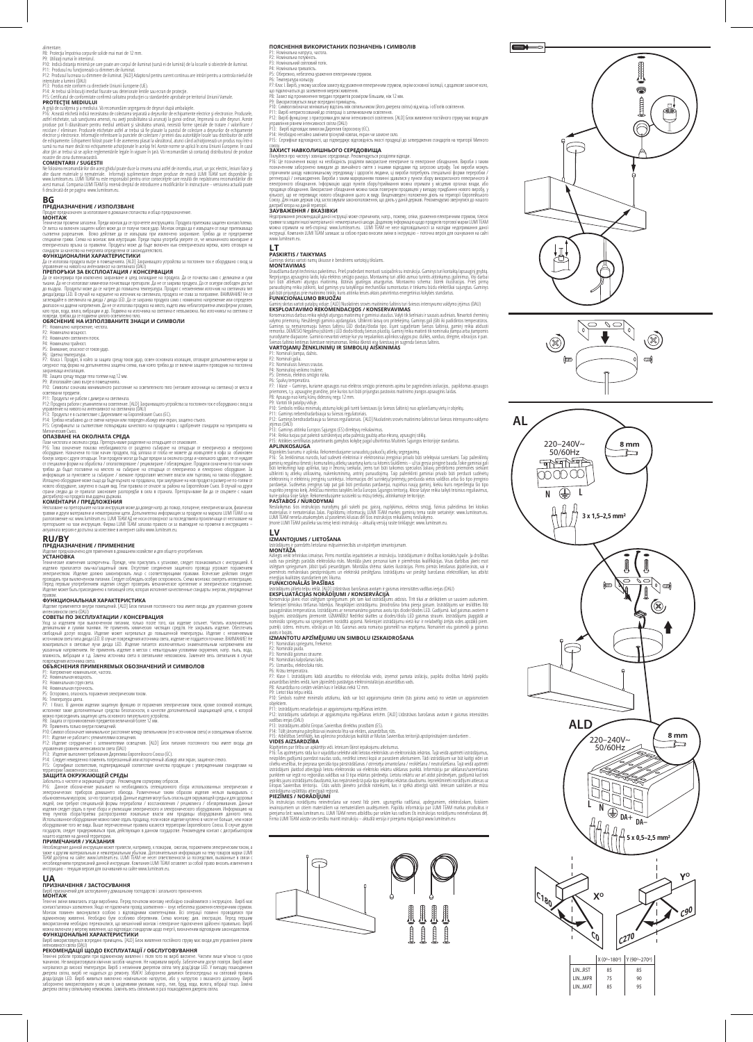## BG

### ПРЕДНАЗНАЧЕНИЕ / ИЗПОЛЗВАНЕ

### МОНТАЖ

### ФУНКЦИОНАЛНИ ХАРАКТЕРИСТИКИ

### ПРЕПОРЪКИ ЗА ЕКСПЛОАТАЦИЯ / КОНСЕРВАЦИЯ

### ОБЯСНЕНИЕ НА ИЗПОЛЗВАНИТЕ ЗНАЦИ И СИМВОЛИ

### ОПАЗВАНЕ НА ОКОЛНАТА СРЕДА

### КОМЕНТАРИ / ПРЕДЛОЖЕНИЯ

## RU/BY

### ПРЕДНАЗНАЧЕНИЕ / ПРИМЕНЕНИЕ

### УСТАНОВКА

### ФУНКЦИОНАЛЬНАЯ ХАРАКТЕРИСТИКА

### СОВЕТЫ ПО ЭКСПЛУАТАЦИИ / КОНСЕРВАЦИЯ

### ОБЪЯСНЕНИЯ ПРИМЕНЯЕМЫХ ОБОЗНАЧЕНИЙ И СИМВОЛОВ

### ЗАЩИТА ОКРУЖАЮЩЕЙ СРЕДЫ

### ПРИМЕЧАНИЯ / УКАЗАНИЯ

## UA

### ПРИЗНАЧЕННЯ / ЗАСТОСУВАННЯ

### МОНТАЖ

### ФУНКЦІОНАЛЬНІ ХАРАКТЕРИСТИКИ

### РЕКОМЕНДАЦІЇ ЩОДО ЕКСПЛУАТАЦІЇ / ОБСЛУГОВУВАННЯ

### ПОЯСНЕННЯ ВИКОРИСТАНИХ ПОЗНАЧЕНЬ І СИМВОЛІВ

### ЗАХИСТ НАВКОЛИШНЬОГО СЕРЕДОВИЩА

### ЗАУВАЖЕННЯ / ВКАЗІВКИ

## LT

### PASKIRTIS / TAIKYMAS

### MONTAVIMAS

### FUNKCIONALUMO BRUOŽAI

### EKSPLOATAVIMO REKOMENDACIJOS / KONSERVAVIMAS

### VARTOJAMŲ ŽENKLINIMŲ IR SIMBOLIŲ AIŠKINIMAS

### APLINKOSAUGA

### PASTABOS / NURODYMAI

## LV

### IZMANTOJUMS / LIETOŠANA

### MONTĀŽA

### FUNKCIONĀLĀS ĪPAŠĪBAS

### EKSPLUATĀCIJAS NORĀDĪJUMI / KONSERVĀCIJA

### IZMANTOTU APZĪMĒJUMU UN SIMBOLU IZSKAIDROŠANA

### VIDES AIZSARDZĪBA

### PIEZĪMES / NORĀDĪJUMI

AL

220–240V~
50/60Hz

8 mm

N L

3 x 1,5–2,5 mm²

ALD

220–240V~
50/60Hz

8 mm

L N DA+ DA–

5 x 0,5–2,5 mm²

C180 X° Y° C90 C0 C270

| | X (0°–180°) | Y (90°–270°) |
|---|---|---|
| LIN...RST | 85 | 85 |
| LIN...MPR | 75 | 90 |
| LIN...MAT | 85 | 95 |